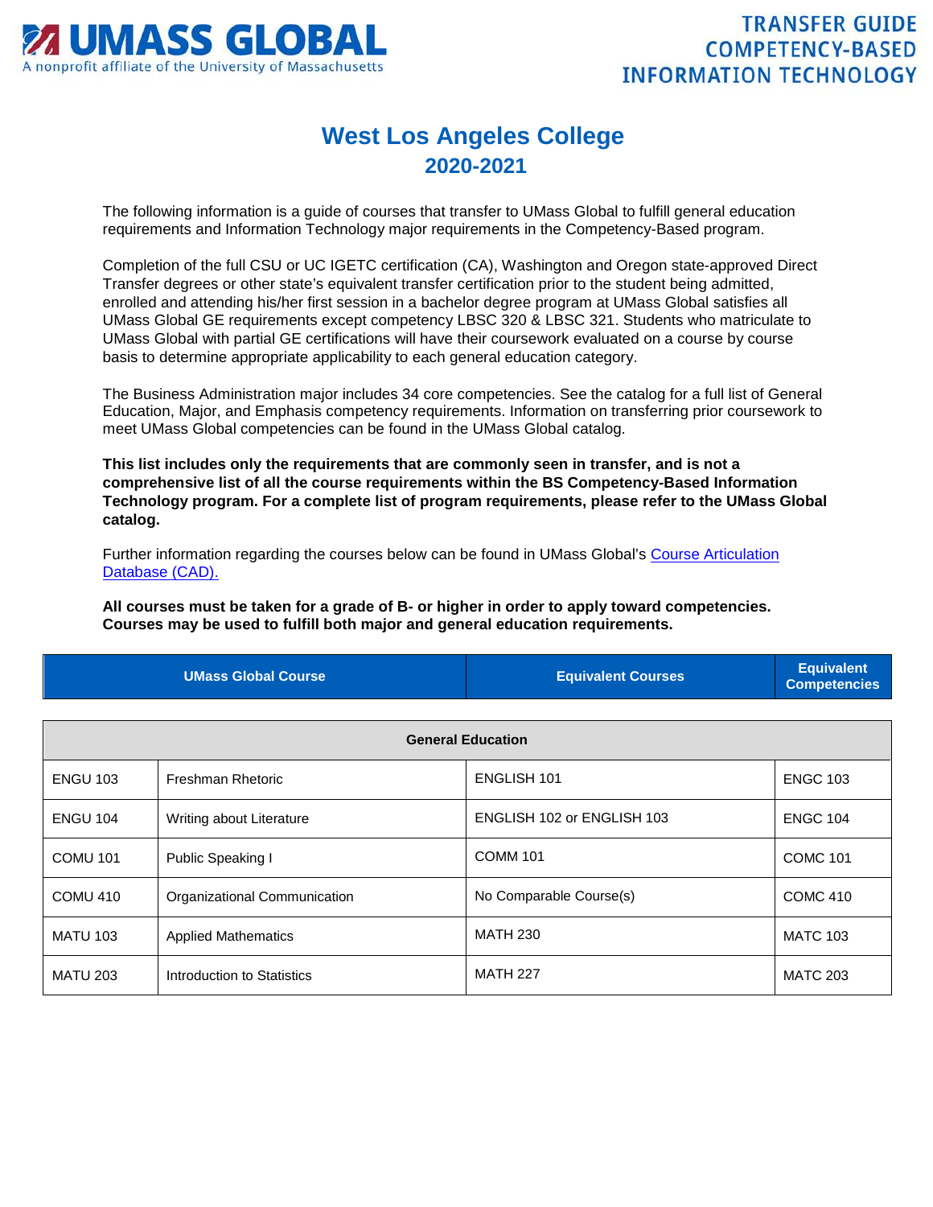# West Los Angeles College
## 2020-2021

The following information is a guide of courses that transfer to UMass Global to fulfill general education requirements and Information Technology major requirements in the Competency-Based program.

Completion of the full CSU or UC IGETC certification (CA), Washington and Oregon state-approved Direct Transfer degrees or other state's equivalent transfer certification prior to the student being admitted, enrolled and attending his/her first session in a bachelor degree program at UMass Global satisfies all UMass Global GE requirements except competency LBSC 320 & LBSC 321. Students who matriculate to UMass Global with partial GE certifications will have their coursework evaluated on a course by course basis to determine appropriate applicability to each general education category.

The Business Administration major includes 34 core competencies. See the catalog for a full list of General Education, Major, and Emphasis competency requirements. Information on transferring prior coursework to meet UMass Global competencies can be found in the UMass Global catalog.

**This list includes only the requirements that are commonly seen in transfer, and is not a comprehensive list of all the course requirements within the BS Competency-Based Information Technology program. For a complete list of program requirements, please refer to the UMass Global catalog.**

Further information regarding the courses below can be found in UMass Global's Course Articulation Database (CAD).

**All courses must be taken for a grade of B- or higher in order to apply toward competencies. Courses may be used to fulfill both major and general education requirements.**

| UMass Global Course | | Equivalent Courses | Equivalent Competencies |
|---|---|---|---|
| **General Education** | | | |
| ENGU 103 | Freshman Rhetoric | ENGLISH 101 | ENGC 103 |
| ENGU 104 | Writing about Literature | ENGLISH 102 or ENGLISH 103 | ENGC 104 |
| COMU 101 | Public Speaking I | COMM 101 | COMC 101 |
| COMU 410 | Organizational Communication | No Comparable Course(s) | COMC 410 |
| MATU 103 | Applied Mathematics | MATH 230 | MATC 103 |
| MATU 203 | Introduction to Statistics | MATH 227 | MATC 203 |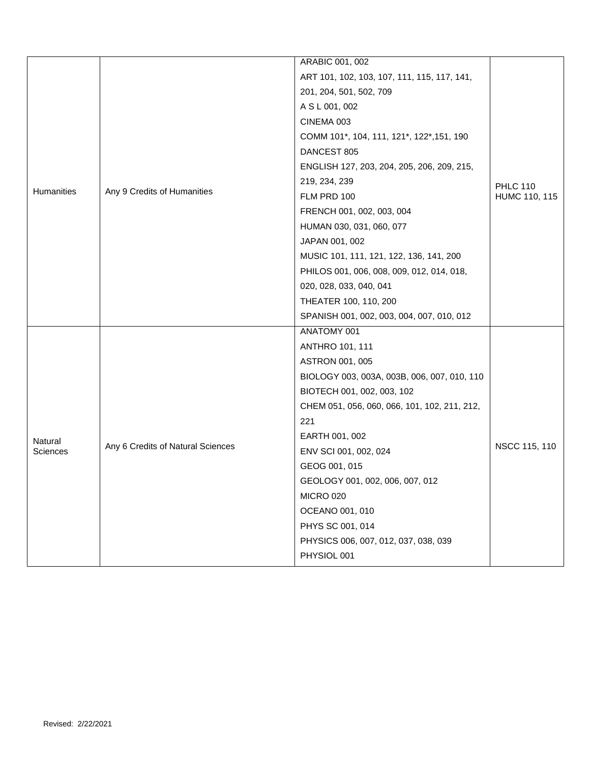| | | | |
|---|---|---|---|
| Humanities | Any 9 Credits of Humanities | ARABIC 001, 002<br>ART 101, 102, 103, 107, 111, 115, 117, 141, 201, 204, 501, 502, 709<br>A S L 001, 002<br>CINEMA 003<br>COMM 101*, 104, 111, 121*, 122*,151, 190<br>DANCEST 805<br>ENGLISH 127, 203, 204, 205, 206, 209, 215, 219, 234, 239<br>FLM PRD 100<br>FRENCH 001, 002, 003, 004<br>HUMAN 030, 031, 060, 077<br>JAPAN 001, 002<br>MUSIC 101, 111, 121, 122, 136, 141, 200<br>PHILOS 001, 006, 008, 009, 012, 014, 018, 020, 028, 033, 040, 041<br>THEATER 100, 110, 200<br>SPANISH 001, 002, 003, 004, 007, 010, 012 | PHLC 110<br>HUMC 110, 115 |
| Natural Sciences | Any 6 Credits of Natural Sciences | ANATOMY 001<br>ANTHRO 101, 111<br>ASTRON 001, 005<br>BIOLOGY 003, 003A, 003B, 006, 007, 010, 110<br>BIOTECH 001, 002, 003, 102<br>CHEM 051, 056, 060, 066, 101, 102, 211, 212, 221<br>EARTH 001, 002<br>ENV SCI 001, 002, 024<br>GEOG 001, 015<br>GEOLOGY 001, 002, 006, 007, 012<br>MICRO 020<br>OCEANO 001, 010<br>PHYS SC 001, 014<br>PHYSICS 006, 007, 012, 037, 038, 039<br>PHYSIOL 001 | NSCC 115, 110 |

Revised: 2/22/2021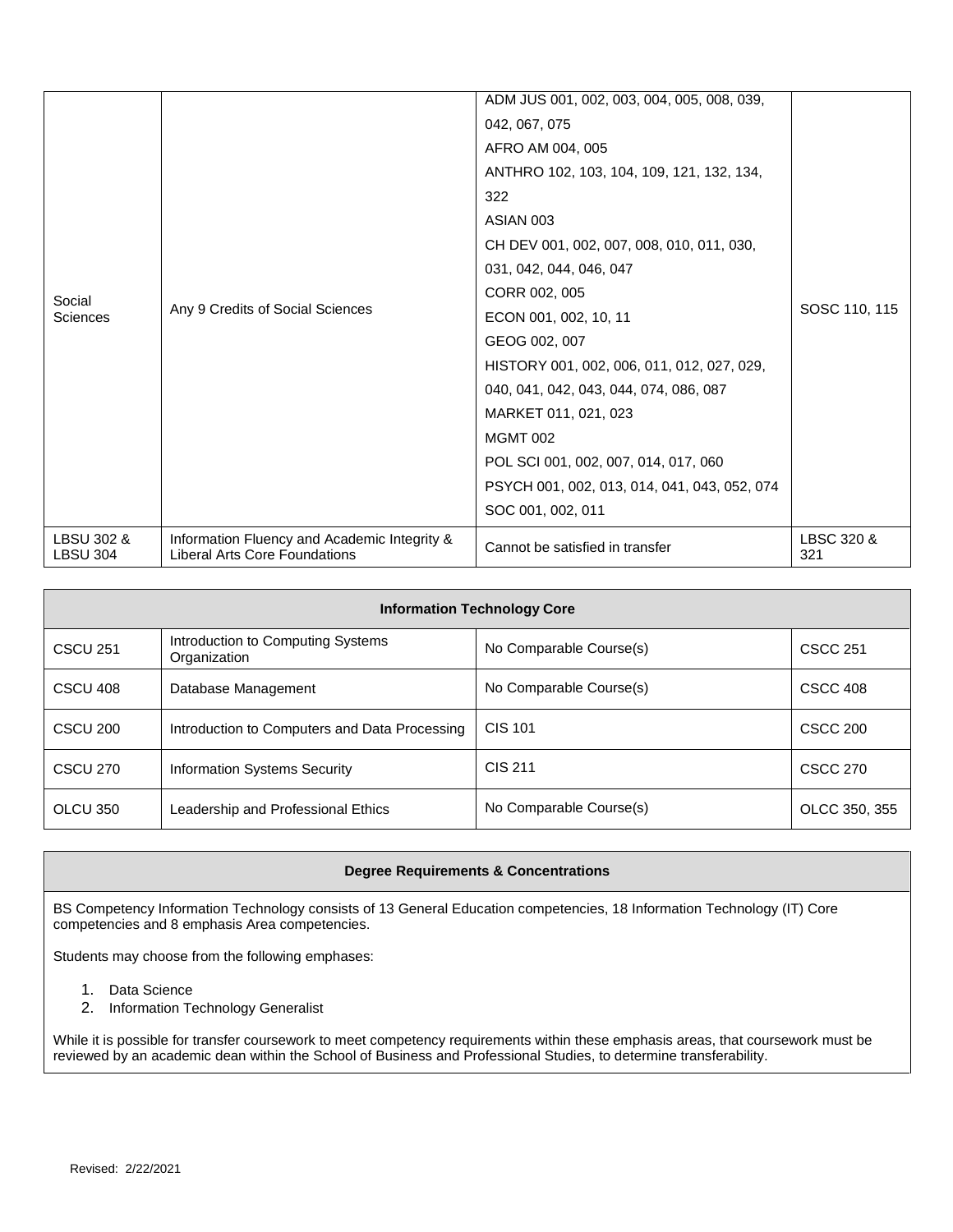| | | | |
|---|---|---|---|
| Social Sciences | Any 9 Credits of Social Sciences | ADM JUS 001, 002, 003, 004, 005, 008, 039, 042, 067, 075<br>AFRO AM 004, 005<br>ANTHRO 102, 103, 104, 109, 121, 132, 134, 322<br>ASIAN 003<br>CH DEV 001, 002, 007, 008, 010, 011, 030, 031, 042, 044, 046, 047<br>CORR 002, 005<br>ECON 001, 002, 10, 11<br>GEOG 002, 007<br>HISTORY 001, 002, 006, 011, 012, 027, 029, 040, 041, 042, 043, 044, 074, 086, 087<br>MARKET 011, 021, 023<br>MGMT 002<br>POL SCI 001, 002, 007, 014, 017, 060<br>PSYCH 001, 002, 013, 014, 041, 043, 052, 074<br>SOC 001, 002, 011 | SOSC 110, 115 |
| LBSU 302 & LBSU 304 | Information Fluency and Academic Integrity & Liberal Arts Core Foundations | Cannot be satisfied in transfer | LBSC 320 & 321 |

| Information Technology Core | | | |
|---|---|---|---|
| CSCU 251 | Introduction to Computing Systems Organization | No Comparable Course(s) | CSCC 251 |
| CSCU 408 | Database Management | No Comparable Course(s) | CSCC 408 |
| CSCU 200 | Introduction to Computers and Data Processing | CIS 101 | CSCC 200 |
| CSCU 270 | Information Systems Security | CIS 211 | CSCC 270 |
| OLCU 350 | Leadership and Professional Ethics | No Comparable Course(s) | OLCC 350, 355 |

**Degree Requirements & Concentrations**

BS Competency Information Technology consists of 13 General Education competencies, 18 Information Technology (IT) Core competencies and 8 emphasis Area competencies.

Students may choose from the following emphases:

1. Data Science
2. Information Technology Generalist

While it is possible for transfer coursework to meet competency requirements within these emphasis areas, that coursework must be reviewed by an academic dean within the School of Business and Professional Studies, to determine transferability.

Revised: 2/22/2021